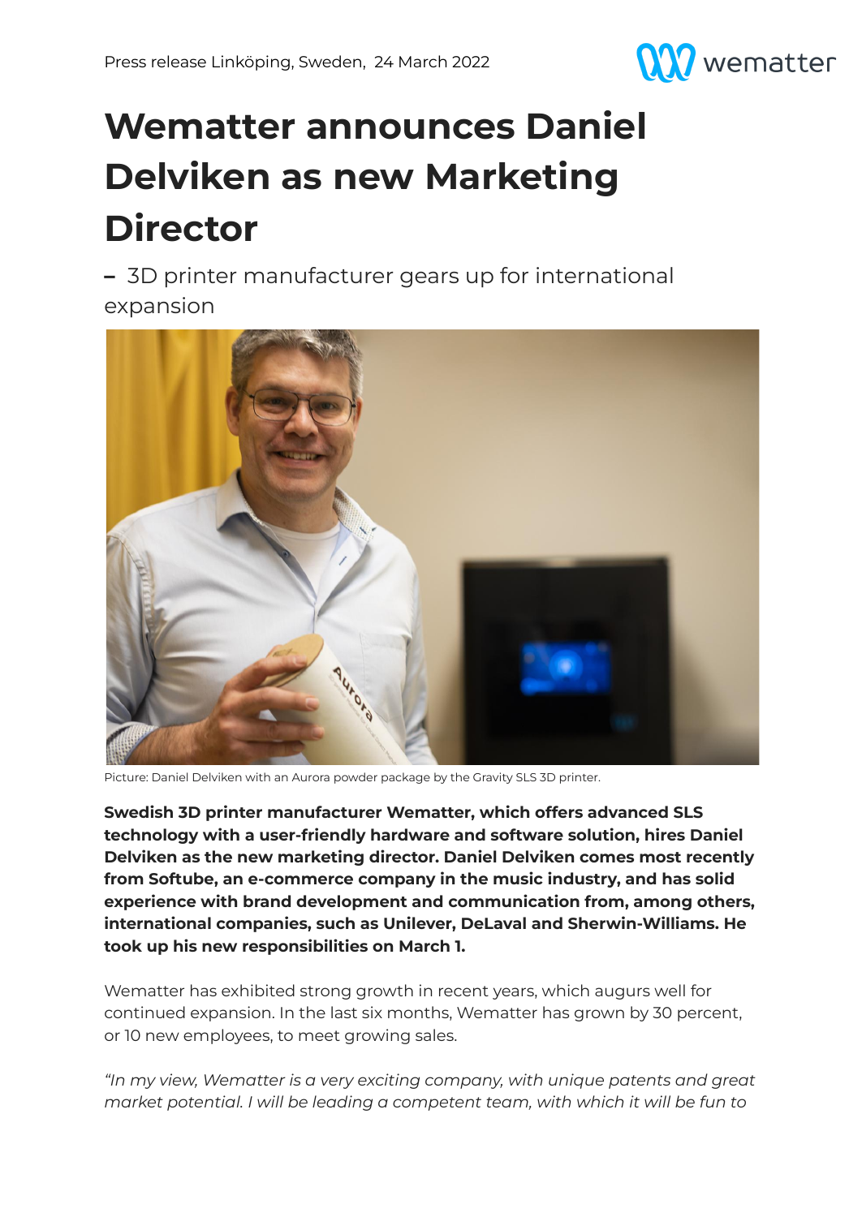Press release Linköping, Sweden, 24 March 2022

# Wematter announces Daniel Delviken as new Marketing Director

– 3D printer manufacturer gears up for international expansion

Picture: Daniel Delviken with an Aurora powder package by the Gravity SLS 3D printer.

**Swedish 3D printer manufacturer Wematter, which offers advanced SLS technology with a user-friendly hardware and software solution, hires Daniel Delviken as the new marketing director. Daniel Delviken comes most recently from Softube, an e-commerce company in the music industry, and has solid experience with brand development and communication from, among others, international companies, such as Unilever, DeLaval and Sherwin-Williams. He took up his new responsibilities on March 1.**

Wematter has exhibited strong growth in recent years, which augurs well for continued expansion. In the last six months, Wematter has grown by 30 percent, or 10 new employees, to meet growing sales.

*"In my view, Wematter is a very exciting company, with unique patents and great market potential. I will be leading a competent team, with which it will be fun to*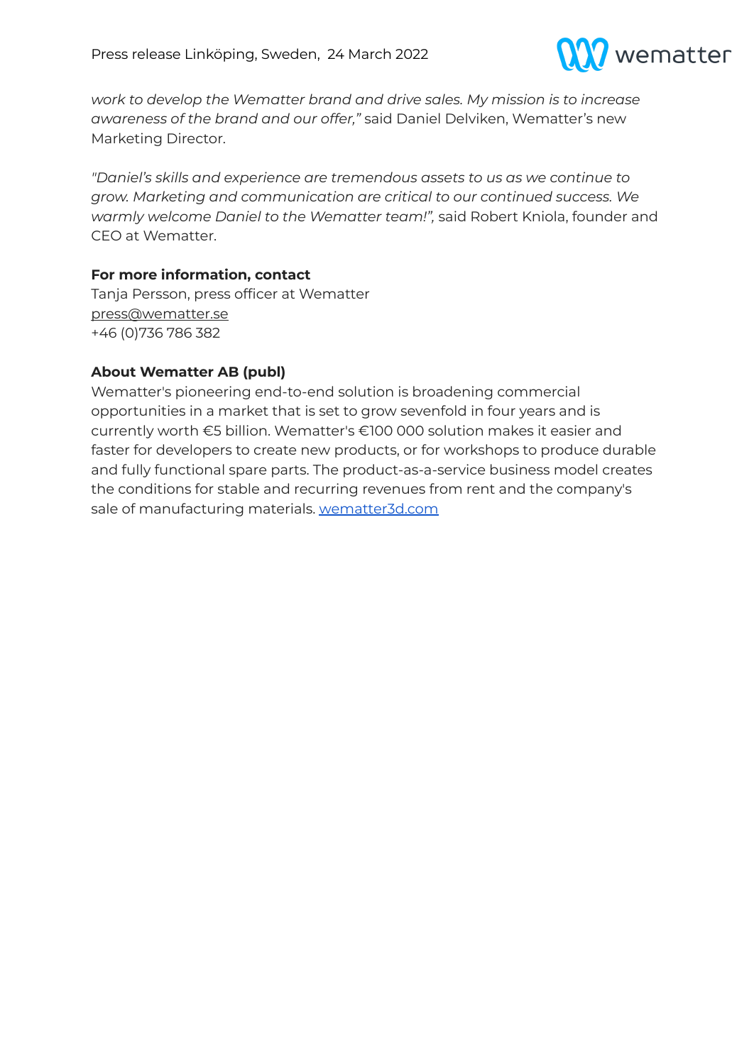*work to develop the Wematter brand and drive sales. My mission is to increase awareness of the brand and our offer,"* said Daniel Delviken, Wematter's new Marketing Director.

*"Daniel's skills and experience are tremendous assets to us as we continue to grow. Marketing and communication are critical to our continued success. We warmly welcome Daniel to the Wematter team!",* said Robert Kniola, founder and CEO at Wematter.

**For more information, contact**
Tanja Persson, press officer at Wematter
press@wematter.se
+46 (0)736 786 382

**About Wematter AB (publ)**
Wematter's pioneering end-to-end solution is broadening commercial opportunities in a market that is set to grow sevenfold in four years and is currently worth €5 billion. Wematter's €100 000 solution makes it easier and faster for developers to create new products, or for workshops to produce durable and fully functional spare parts. The product-as-a-service business model creates the conditions for stable and recurring revenues from rent and the company's sale of manufacturing materials. [wematter3d.com](wematter3d.com)